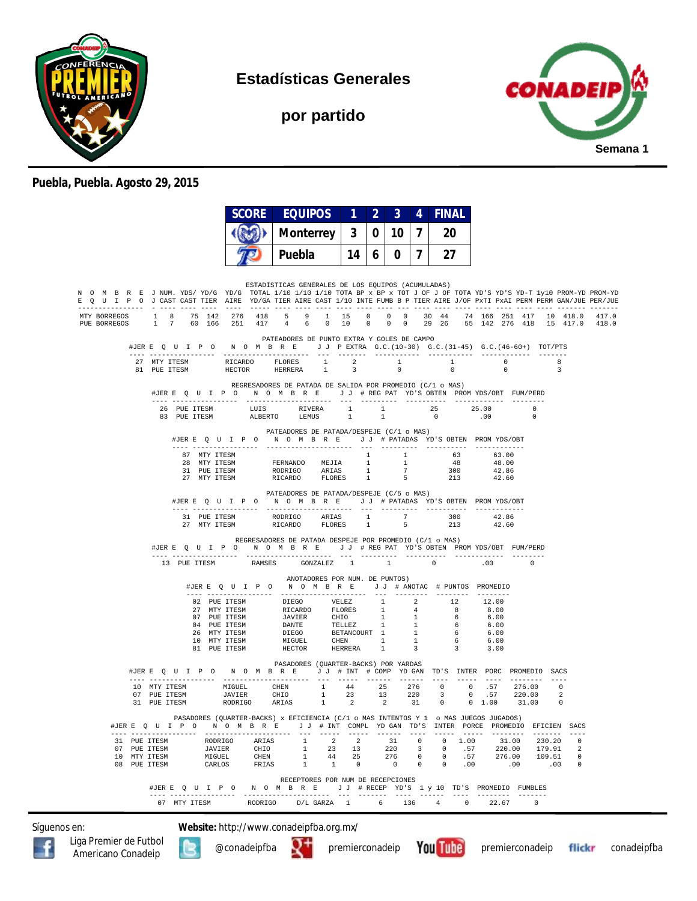# Estadísticas Generales

## por partido

Semana 1

**Puebla, Puebla. Agosto 29, 2015**

| SCORE | EQUIPOS | 1 | 2 | 3 | 4 | FINAL |
|---|---|---|---|---|---|---|
| | Monterrey | 3 | 0 | 10 | 7 | 20 |
| | Puebla | 14 | 6 | 0 | 7 | 27 |

### ESTADISTICAS GENERALES DE LOS EQUIPOS (ACUMULADAS)

| NOMBRE EQUIPO | J J | NUM. CAST | YDS/ CAST | YD/G TIER | YD/G AIRE | TOTAL YD/GA | 1/10 TIER | 1/10 AIRE | 1/10 CAST | TOTA 1/10 | BP x INTE | BP x FUMB | TOT B P | J OF TIER | J OF AIRE | TOTA J/OF | YD'S PxTI | YD'S PxAI | YD-T PERM | 1y10 PERM | PROM-YD GAN/JUE | PROM-YD PER/JUE |
|---|---|---|---|---|---|---|---|---|---|---|---|---|---|---|---|---|---|---|---|---|---|---|
| MTY BORREGOS | 1 | 8 | 75 | 142 | 276 | 418 | 5 | 9 | 1 | 15 | 0 | 0 | 0 | 30 | 44 | 74 | 166 | 251 | 417 | 10 | 418.0 | 417.0 |
| PUE BORREGOS | 1 | 7 | 60 | 166 | 251 | 417 | 4 | 6 | 0 | 10 | 0 | 0 | 0 | 29 | 26 | 55 | 142 | 276 | 418 | 15 | 417.0 | 418.0 |

### PATEADORES DE PUNTO EXTRA Y GOLES DE CAMPO

| #JER | EQUIPO | NOMBRE | | J J | P EXTRA | G.C.(10-30) | G.C.(31-45) | G.C.(46-60+) | TOT/PTS |
|---|---|---|---|---|---|---|---|---|---|
| 27 | MTY ITESM | RICARDO | FLORES | 1 | 2 | 1 | 1 | 0 | 8 |
| 81 | PUE ITESM | HECTOR | HERRERA | 1 | 3 | 0 | 0 | 0 | 3 |

### REGRESADORES DE PATADA DE SALIDA POR PROMEDIO (C/1 o MAS)

| #JER | EQUIPO | NOMBRE | | J J | # REG PAT | YD'S OBTEN | PROM YDS/OBT | FUM/PERD |
|---|---|---|---|---|---|---|---|---|
| 26 | PUE ITESM | LUIS | RIVERA | 1 | 1 | 25 | 25.00 | 0 |
| 83 | PUE ITESM | ALBERTO | LEMUS | 1 | 1 | 0 | .00 | 0 |

### PATEADORES DE PATADA/DESPEJE (C/1 o MAS)

| #JER | EQUIPO | NOMBRE | | J J | # PATADAS | YD'S OBTEN | PROM YDS/OBT |
|---|---|---|---|---|---|---|---|
| 87 | MTY ITESM | | | 1 | 1 | 63 | 63.00 |
| 28 | MTY ITESM | FERNANDO | MEJIA | 1 | 1 | 48 | 48.00 |
| 31 | PUE ITESM | RODRIGO | ARIAS | 1 | 7 | 300 | 42.86 |
| 27 | MTY ITESM | RICARDO | FLORES | 1 | 5 | 213 | 42.60 |

### PATEADORES DE PATADA/DESPEJE (C/5 o MAS)

| #JER | EQUIPO | NOMBRE | | J J | # PATADAS | YD'S OBTEN | PROM YDS/OBT |
|---|---|---|---|---|---|---|---|
| 31 | PUE ITESM | RODRIGO | ARIAS | 1 | 7 | 300 | 42.86 |
| 27 | MTY ITESM | RICARDO | FLORES | 1 | 5 | 213 | 42.60 |

### REGRESADORES DE PATADA DESPEJE POR PROMEDIO (C/1 o MAS)

| #JER | EQUIPO | NOMBRE | | J J | # REG PAT | YD'S OBTEN | PROM YDS/OBT | FUM/PERD |
|---|---|---|---|---|---|---|---|---|
| 13 | PUE ITESM | RAMSES | GONZALEZ | 1 | 1 | 0 | .00 | 0 |

### ANOTADORES POR NUM. DE PUNTOS)

| #JER | EQUIPO | NOMBRE | | J J | # ANOTAC | # PUNTOS | PROMEDIO |
|---|---|---|---|---|---|---|---|
| 02 | PUE ITESM | DIEGO | VELEZ | 1 | 2 | 12 | 12.00 |
| 27 | MTY ITESM | RICARDO | FLORES | 1 | 4 | 8 | 8.00 |
| 07 | PUE ITESM | JAVIER | CHIO | 1 | 1 | 6 | 6.00 |
| 04 | PUE ITESM | DANTE | TELLEZ | 1 | 1 | 6 | 6.00 |
| 26 | MTY ITESM | DIEGO | BETANCOURT | 1 | 1 | 6 | 6.00 |
| 10 | MTY ITESM | MIGUEL | CHEN | 1 | 1 | 6 | 6.00 |
| 81 | PUE ITESM | HECTOR | HERRERA | 1 | 3 | 3 | 3.00 |

### PASADORES (QUARTER-BACKS) POR YARDAS

| #JER | EQUIPO | NOMBRE | | J J | # INT | # COMP | YD GAN | TD'S | INTER | PORC | PROMEDIO | SACS |
|---|---|---|---|---|---|---|---|---|---|---|---|---|
| 10 | MTY ITESM | MIGUEL | CHEN | 1 | 44 | 25 | 276 | 0 | 0 | .57 | 276.00 | 0 |
| 07 | PUE ITESM | JAVIER | CHIO | 1 | 23 | 13 | 220 | 3 | 0 | .57 | 220.00 | 2 |
| 31 | PUE ITESM | RODRIGO | ARIAS | 1 | 2 | 2 | 31 | 0 | 0 | 1.00 | 31.00 | 0 |

### PASADORES (QUARTER-BACKS) x EFICIENCIA (C/1 o MAS INTENTOS Y 1 o MAS JUEGOS JUGADOS)

| #JER | EQUIPO | NOMBRE | | J J | # INT | COMPL | YD GAN | TD'S | INTER | PORCE | PROMEDIO | EFICIEN | SACS |
|---|---|---|---|---|---|---|---|---|---|---|---|---|---|
| 31 | PUE ITESM | RODRIGO | ARIAS | 1 | 2 | 2 | 31 | 0 | 0 | 1.00 | 31.00 | 230.20 | 0 |
| 07 | PUE ITESM | JAVIER | CHIO | 1 | 23 | 13 | 220 | 3 | 0 | .57 | 220.00 | 179.91 | 2 |
| 10 | MTY ITESM | MIGUEL | CHEN | 1 | 44 | 25 | 276 | 0 | 0 | .57 | 276.00 | 109.51 | 0 |
| 08 | PUE ITESM | CARLOS | FRIAS | 1 | 1 | 0 | 0 | 0 | 0 | .00 | .00 | .00 | 0 |

### RECEPTORES POR NUM DE RECEPCIONES

| #JER | EQUIPO | NOMBRE | | J J | # RECEP | YD'S | 1 y 10 | TD'S | PROMEDIO | FUMBLES |
|---|---|---|---|---|---|---|---|---|---|---|
| 07 | MTY ITESM | RODRIGO | D/L GARZA | 1 | 6 | 136 | 4 | 0 | 22.67 | 0 |

Síguenos en: **Website:** http://www.conadeipfba.org.mx/

Liga Premier de Futbol Americano Conadeip — @conadeipfba — premierconadeip — premierconadeip — conadeipfba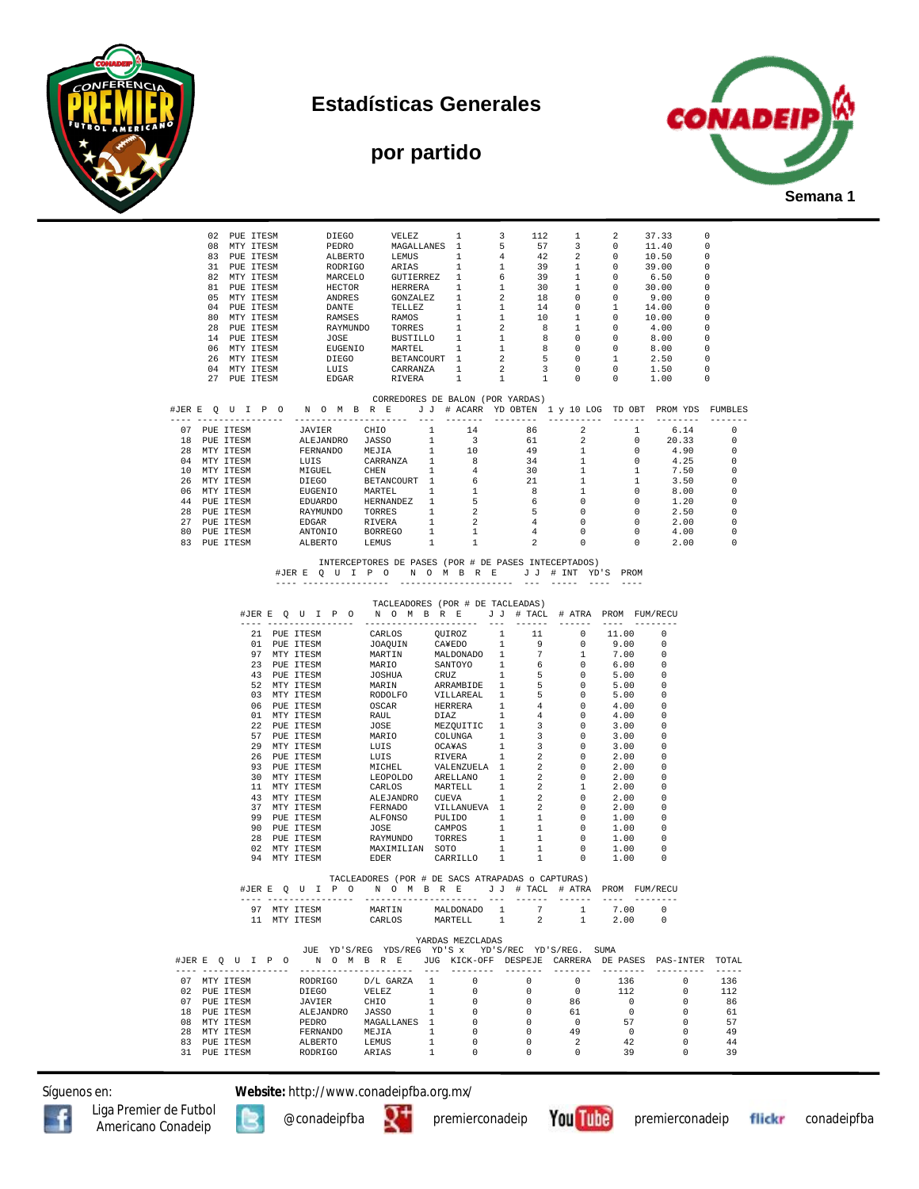# Estadísticas Generales

# por partido

Semana 1

| #JER | EQUIPO | NOMBRE | | JJ | # REC | YD | 1 y 10 | TD | PROM | FUMBLES |
|---|---|---|---|---|---|---|---|---|---|---|
| 02 | PUE ITESM | DIEGO | VELEZ | 1 | 3 | 112 | 1 | 2 | 37.33 | 0 |
| 08 | MTY ITESM | PEDRO | MAGALLANES | 1 | 5 | 57 | 3 | 0 | 11.40 | 0 |
| 83 | PUE ITESM | ALBERTO | LEMUS | 1 | 4 | 42 | 2 | 0 | 10.50 | 0 |
| 31 | PUE ITESM | RODRIGO | ARIAS | 1 | 1 | 39 | 1 | 0 | 39.00 | 0 |
| 82 | MTY ITESM | MARCELO | GUTIERREZ | 1 | 6 | 39 | 1 | 0 | 6.50 | 0 |
| 81 | PUE ITESM | HECTOR | HERRERA | 1 | 1 | 30 | 1 | 0 | 30.00 | 0 |
| 05 | MTY ITESM | ANDRES | GONZALEZ | 1 | 2 | 18 | 0 | 0 | 9.00 | 0 |
| 04 | PUE ITESM | DANTE | TELLEZ | 1 | 1 | 14 | 0 | 1 | 14.00 | 0 |
| 80 | MTY ITESM | RAMSES | RAMOS | 1 | 1 | 10 | 1 | 0 | 10.00 | 0 |
| 28 | PUE ITESM | RAYMUNDO | TORRES | 1 | 2 | 8 | 1 | 0 | 4.00 | 0 |
| 14 | PUE ITESM | JOSE | BUSTILLO | 1 | 1 | 8 | 0 | 0 | 8.00 | 0 |
| 06 | MTY ITESM | EUGENIO | MARTEL | 1 | 1 | 8 | 0 | 0 | 8.00 | 0 |
| 26 | MTY ITESM | DIEGO | BETANCOURT | 1 | 2 | 5 | 0 | 1 | 2.50 | 0 |
| 04 | MTY ITESM | LUIS | CARRANZA | 1 | 2 | 3 | 0 | 0 | 1.50 | 0 |
| 27 | PUE ITESM | EDGAR | RIVERA | 1 | 1 | 1 | 0 | 0 | 1.00 | 0 |

## CORREDORES DE BALON (POR YARDAS)

| #JER | EQUIPO | NOMBRE | | JJ | # ACARR | YD OBTEN | 1 y 10 LOG | TD OBT | PROM YDS | FUMBLES |
|---|---|---|---|---|---|---|---|---|---|---|
| 07 | PUE ITESM | JAVIER | CHIO | 1 | 14 | 86 | 2 | 1 | 6.14 | 0 |
| 18 | PUE ITESM | ALEJANDRO | JASSO | 1 | 3 | 61 | 2 | 0 | 20.33 | 0 |
| 28 | MTY ITESM | FERNANDO | MEJIA | 1 | 10 | 49 | 1 | 0 | 4.90 | 0 |
| 04 | MTY ITESM | LUIS | CARRANZA | 1 | 8 | 34 | 1 | 0 | 4.25 | 0 |
| 10 | MTY ITESM | MIGUEL | CHEN | 1 | 4 | 30 | 1 | 1 | 7.50 | 0 |
| 26 | MTY ITESM | DIEGO | BETANCOURT | 1 | 6 | 21 | 1 | 1 | 3.50 | 0 |
| 06 | MTY ITESM | EUGENIO | MARTEL | 1 | 1 | 8 | 1 | 0 | 8.00 | 0 |
| 44 | PUE ITESM | EDUARDO | HERNANDEZ | 1 | 5 | 6 | 0 | 0 | 1.20 | 0 |
| 28 | PUE ITESM | RAYMUNDO | TORRES | 1 | 2 | 5 | 0 | 0 | 2.50 | 0 |
| 27 | PUE ITESM | EDGAR | RIVERA | 1 | 2 | 4 | 0 | 0 | 2.00 | 0 |
| 80 | PUE ITESM | ANTONIO | BORREGO | 1 | 1 | 4 | 0 | 0 | 4.00 | 0 |
| 83 | PUE ITESM | ALBERTO | LEMUS | 1 | 1 | 2 | 0 | 0 | 2.00 | 0 |

## INTERCEPTORES DE PASES (POR # DE PASES INTECEPTADOS)

| #JER | EQUIPO | NOMBRE | JJ | # INT | YD'S | PROM |
|---|---|---|---|---|---|---|

## TACLEADORES (POR # DE TACLEADAS)

| #JER | EQUIPO | NOMBRE | | JJ | # TACL | # ATRA | PROM | FUM/RECU |
|---|---|---|---|---|---|---|---|---|
| 21 | PUE ITESM | CARLOS | QUIROZ | 1 | 11 | 0 | 11.00 | 0 |
| 01 | PUE ITESM | JOAQUIN | CA¥EDO | 1 | 9 | 0 | 9.00 | 0 |
| 97 | MTY ITESM | MARTIN | MALDONADO | 1 | 7 | 1 | 7.00 | 0 |
| 23 | PUE ITESM | MARIO | SANTOYO | 1 | 6 | 0 | 6.00 | 0 |
| 43 | PUE ITESM | JOSHUA | CRUZ | 1 | 5 | 0 | 5.00 | 0 |
| 52 | MTY ITESM | MARIN | ARRAMBIDE | 1 | 5 | 0 | 5.00 | 0 |
| 03 | MTY ITESM | RODOLFO | VILLAREAL | 1 | 5 | 0 | 5.00 | 0 |
| 06 | PUE ITESM | OSCAR | HERRERA | 1 | 4 | 0 | 4.00 | 0 |
| 01 | MTY ITESM | RAUL | DIAZ | 1 | 4 | 0 | 4.00 | 0 |
| 22 | PUE ITESM | JOSE | MEZQUITIC | 1 | 3 | 0 | 3.00 | 0 |
| 57 | PUE ITESM | MARIO | COLUNGA | 1 | 3 | 0 | 3.00 | 0 |
| 29 | MTY ITESM | LUIS | OCA¥AS | 1 | 3 | 0 | 3.00 | 0 |
| 26 | PUE ITESM | LUIS | RIVERA | 1 | 2 | 0 | 2.00 | 0 |
| 93 | PUE ITESM | MICHEL | VALENZUELA | 1 | 2 | 0 | 2.00 | 0 |
| 30 | MTY ITESM | LEOPOLDO | ARELLANO | 1 | 2 | 0 | 2.00 | 0 |
| 11 | MTY ITESM | CARLOS | MARTELL | 1 | 2 | 1 | 2.00 | 0 |
| 43 | MTY ITESM | ALEJANDRO | CUEVA | 1 | 2 | 0 | 2.00 | 0 |
| 37 | MTY ITESM | FERNADO | VILLANUEVA | 1 | 2 | 0 | 2.00 | 0 |
| 99 | PUE ITESM | ALFONSO | PULIDO | 1 | 1 | 0 | 1.00 | 0 |
| 90 | PUE ITESM | JOSE | CAMPOS | 1 | 1 | 0 | 1.00 | 0 |
| 28 | PUE ITESM | RAYMUNDO | TORRES | 1 | 1 | 0 | 1.00 | 0 |
| 02 | MTY ITESM | MAXIMILIAN | SOTO | 1 | 1 | 0 | 1.00 | 0 |
| 94 | MTY ITESM | EDER | CARRILLO | 1 | 1 | 0 | 1.00 | 0 |

## TACLEADORES (POR # DE SACS ATRAPADAS o CAPTURAS)

| #JER | EQUIPO | NOMBRE | | JJ | # TACL | # ATRA | PROM | FUM/RECU |
|---|---|---|---|---|---|---|---|---|
| 97 | MTY ITESM | MARTIN | MALDONADO | 1 | 7 | 1 | 7.00 | 0 |
| 11 | MTY ITESM | CARLOS | MARTELL | 1 | 2 | 1 | 2.00 | 0 |

## YARDAS MEZCLADAS

| #JER | EQUIPO | NOMBRE | | JUEG | YD'S/REG KICK-OFF | YDS/REG DESPEJE | YD'S x CARRERA | YD'S/REC DE PASES | YD'S/REG. PAS-INTER | SUMA TOTAL |
|---|---|---|---|---|---|---|---|---|---|---|
| 07 | MTY ITESM | RODRIGO | D/L GARZA | 1 | 0 | 0 | 0 | 136 | 0 | 136 |
| 02 | PUE ITESM | DIEGO | VELEZ | 1 | 0 | 0 | 0 | 112 | 0 | 112 |
| 07 | PUE ITESM | JAVIER | CHIO | 1 | 0 | 0 | 86 | 0 | 0 | 86 |
| 18 | PUE ITESM | ALEJANDRO | JASSO | 1 | 0 | 0 | 61 | 0 | 0 | 61 |
| 08 | MTY ITESM | PEDRO | MAGALLANES | 1 | 0 | 0 | 0 | 57 | 0 | 57 |
| 28 | MTY ITESM | FERNANDO | MEJIA | 1 | 0 | 0 | 49 | 0 | 0 | 49 |
| 83 | PUE ITESM | ALBERTO | LEMUS | 1 | 0 | 0 | 2 | 42 | 0 | 44 |
| 31 | PUE ITESM | RODRIGO | ARIAS | 1 | 0 | 0 | 0 | 39 | 0 | 39 |

Síguenos en: **Website:** http://www.conadeipfba.org.mx/

Liga Premier de Futbol Americano Conadeip | @conadeipfba | premierconadeip | premierconadeip | conadeipfba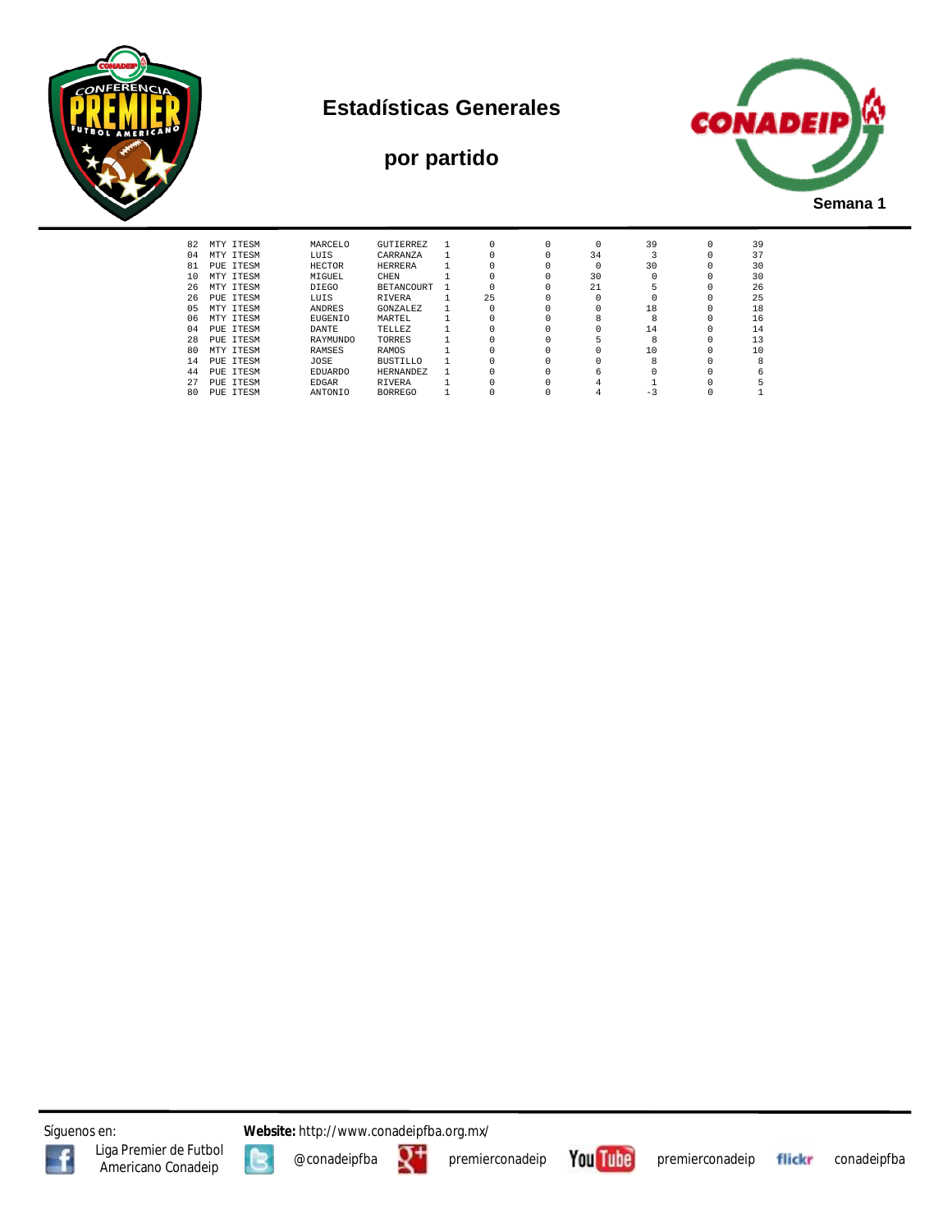# Estadísticas Generales

## por partido

Semana 1

| | | | | | | | | | | |
|---|---|---|---|---|---|---|---|---|---|---|
| 82 | MTY ITESM | MARCELO | GUTIERREZ | 1 | 0 | 0 | 0 | 39 | 0 | 39 |
| 04 | MTY ITESM | LUIS | CARRANZA | 1 | 0 | 0 | 34 | 3 | 0 | 37 |
| 81 | PUE ITESM | HECTOR | HERRERA | 1 | 0 | 0 | 0 | 30 | 0 | 30 |
| 10 | MTY ITESM | MIGUEL | CHEN | 1 | 0 | 0 | 30 | 0 | 0 | 30 |
| 26 | MTY ITESM | DIEGO | BETANCOURT | 1 | 0 | 0 | 21 | 5 | 0 | 26 |
| 26 | PUE ITESM | LUIS | RIVERA | 1 | 25 | 0 | 0 | 0 | 0 | 25 |
| 05 | MTY ITESM | ANDRES | GONZALEZ | 1 | 0 | 0 | 0 | 18 | 0 | 18 |
| 06 | MTY ITESM | EUGENIO | MARTEL | 1 | 0 | 0 | 8 | 8 | 0 | 16 |
| 04 | PUE ITESM | DANTE | TELLEZ | 1 | 0 | 0 | 0 | 14 | 0 | 14 |
| 28 | PUE ITESM | RAYMUNDO | TORRES | 1 | 0 | 0 | 5 | 8 | 0 | 13 |
| 80 | MTY ITESM | RAMSES | RAMOS | 1 | 0 | 0 | 0 | 10 | 0 | 10 |
| 14 | PUE ITESM | JOSE | BUSTILLO | 1 | 0 | 0 | 0 | 8 | 0 | 8 |
| 44 | PUE ITESM | EDUARDO | HERNANDEZ | 1 | 0 | 0 | 6 | 0 | 0 | 6 |
| 27 | PUE ITESM | EDGAR | RIVERA | 1 | 0 | 0 | 4 | 1 | 0 | 5 |
| 80 | PUE ITESM | ANTONIO | BORREGO | 1 | 0 | 0 | 4 | -3 | 0 | 1 |

Síguenos en: Liga Premier de Futbol Americano Conadeip

**Website:** http://www.conadeipfba.org.mx/

@conadeipfba premierconadeip premierconadeip conadeipfba